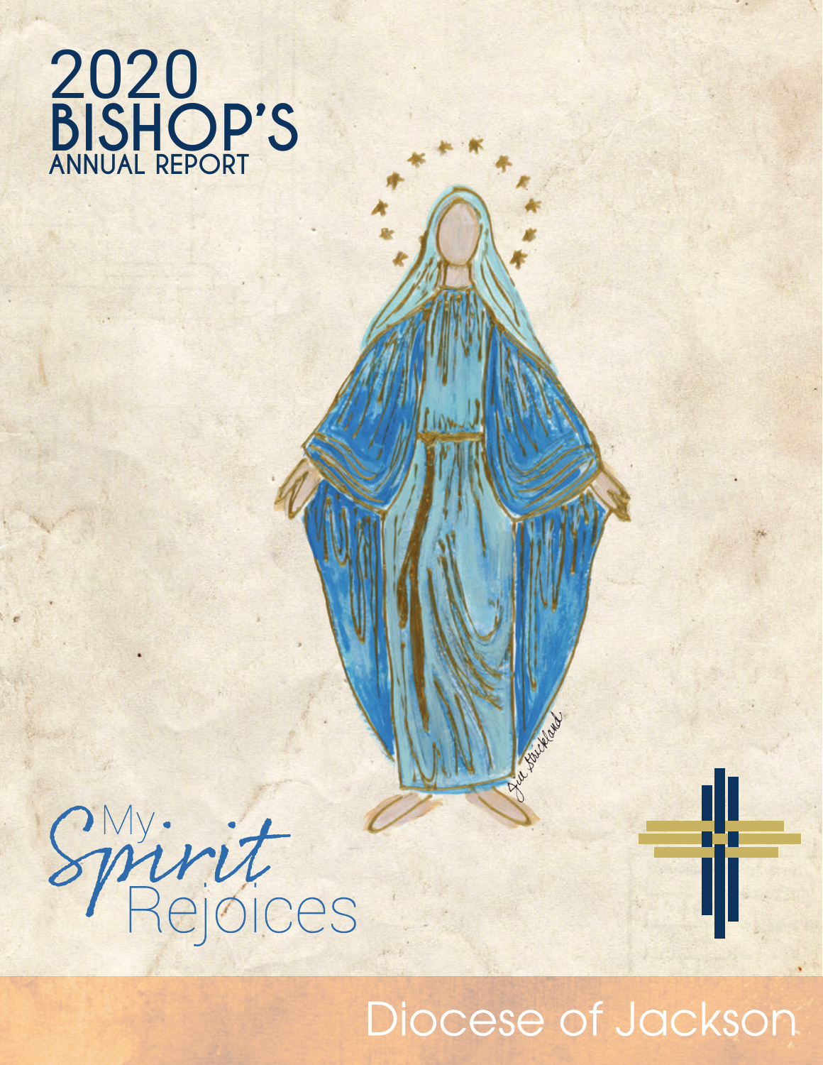# 2020 BISHOP'S ANNUAL REPORT

My Spirit Rejoices

Diocese of Jackson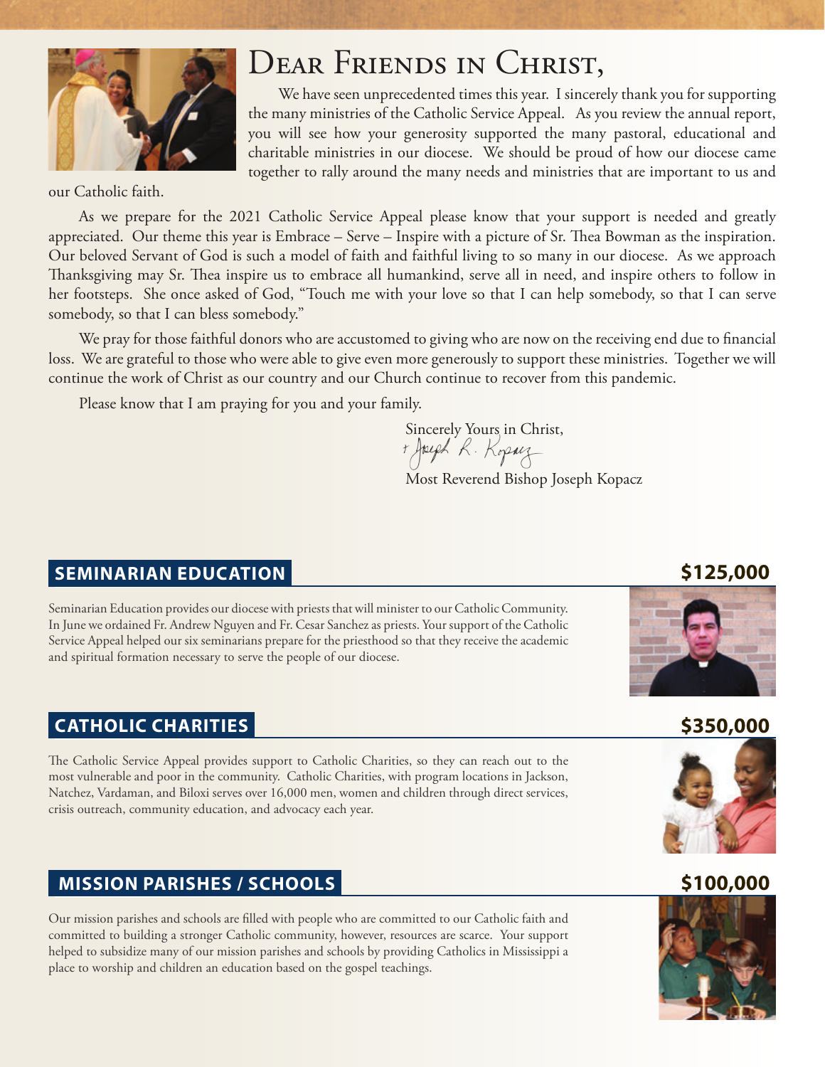# Dear Friends in Christ,

We have seen unprecedented times this year. I sincerely thank you for supporting the many ministries of the Catholic Service Appeal. As you review the annual report, you will see how your generosity supported the many pastoral, educational and charitable ministries in our diocese. We should be proud of how our diocese came together to rally around the many needs and ministries that are important to us and our Catholic faith.

As we prepare for the 2021 Catholic Service Appeal please know that your support is needed and greatly appreciated. Our theme this year is Embrace – Serve – Inspire with a picture of Sr. Thea Bowman as the inspiration. Our beloved Servant of God is such a model of faith and faithful living to so many in our diocese. As we approach Thanksgiving may Sr. Thea inspire us to embrace all humankind, serve all in need, and inspire others to follow in her footsteps. She once asked of God, "Touch me with your love so that I can help somebody, so that I can serve somebody, so that I can bless somebody."

We pray for those faithful donors who are accustomed to giving who are now on the receiving end due to financial loss. We are grateful to those who were able to give even more generously to support these ministries. Together we will continue the work of Christ as our country and our Church continue to recover from this pandemic.

Please know that I am praying for you and your family.

Sincerely Yours in Christ,

+ Joseph R. Kopacz

Most Reverend Bishop Joseph Kopacz

## SEMINARIAN EDUCATION — $125,000

Seminarian Education provides our diocese with priests that will minister to our Catholic Community. In June we ordained Fr. Andrew Nguyen and Fr. Cesar Sanchez as priests. Your support of the Catholic Service Appeal helped our six seminarians prepare for the priesthood so that they receive the academic and spiritual formation necessary to serve the people of our diocese.

## CATHOLIC CHARITIES — $350,000

The Catholic Service Appeal provides support to Catholic Charities, so they can reach out to the most vulnerable and poor in the community. Catholic Charities, with program locations in Jackson, Natchez, Vardaman, and Biloxi serves over 16,000 men, women and children through direct services, crisis outreach, community education, and advocacy each year.

## MISSION PARISHES / SCHOOLS — $100,000

Our mission parishes and schools are filled with people who are committed to our Catholic faith and committed to building a stronger Catholic community, however, resources are scarce. Your support helped to subsidize many of our mission parishes and schools by providing Catholics in Mississippi a place to worship and children an education based on the gospel teachings.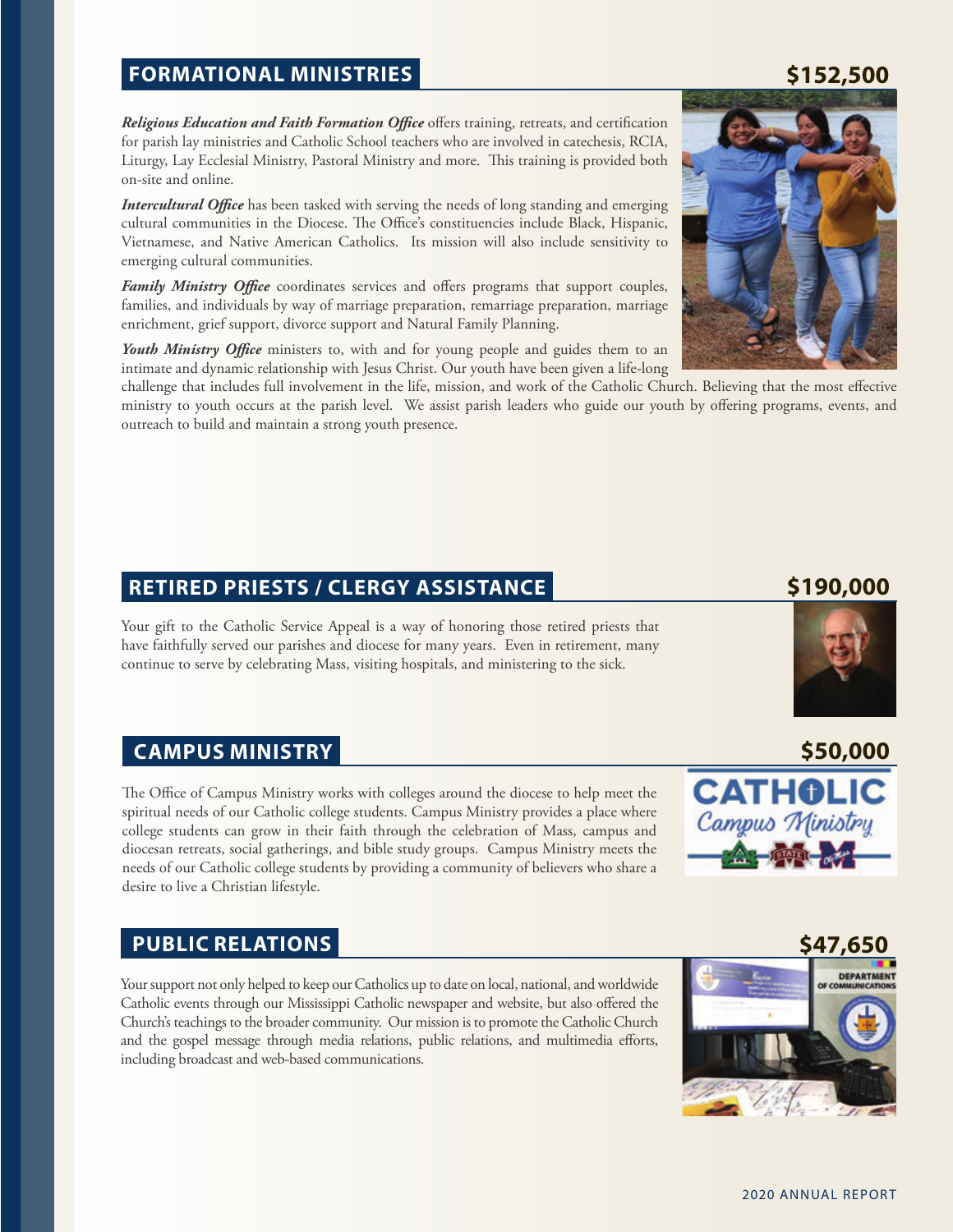## FORMATIONAL MINISTRIES

**$152,500**

***Religious Education and Faith Formation Office*** offers training, retreats, and certification for parish lay ministries and Catholic School teachers who are involved in catechesis, RCIA, Liturgy, Lay Ecclesial Ministry, Pastoral Ministry and more. This training is provided both on-site and online.

***Intercultural Office*** has been tasked with serving the needs of long standing and emerging cultural communities in the Diocese. The Office's constituencies include Black, Hispanic, Vietnamese, and Native American Catholics. Its mission will also include sensitivity to emerging cultural communities.

***Family Ministry Office*** coordinates services and offers programs that support couples, families, and individuals by way of marriage preparation, remarriage preparation, marriage enrichment, grief support, divorce support and Natural Family Planning.

***Youth Ministry Office*** ministers to, with and for young people and guides them to an intimate and dynamic relationship with Jesus Christ. Our youth have been given a life-long challenge that includes full involvement in the life, mission, and work of the Catholic Church. Believing that the most effective ministry to youth occurs at the parish level. We assist parish leaders who guide our youth by offering programs, events, and outreach to build and maintain a strong youth presence.

## RETIRED PRIESTS / CLERGY ASSISTANCE

**$190,000**

Your gift to the Catholic Service Appeal is a way of honoring those retired priests that have faithfully served our parishes and diocese for many years. Even in retirement, many continue to serve by celebrating Mass, visiting hospitals, and ministering to the sick.

## CAMPUS MINISTRY

**$50,000**

The Office of Campus Ministry works with colleges around the diocese to help meet the spiritual needs of our Catholic college students. Campus Ministry provides a place where college students can grow in their faith through the celebration of Mass, campus and diocesan retreats, social gatherings, and bible study groups. Campus Ministry meets the needs of our Catholic college students by providing a community of believers who share a desire to live a Christian lifestyle.

## PUBLIC RELATIONS

**$47,650**

Your support not only helped to keep our Catholics up to date on local, national, and worldwide Catholic events through our Mississippi Catholic newspaper and website, but also offered the Church's teachings to the broader community. Our mission is to promote the Catholic Church and the gospel message through media relations, public relations, and multimedia efforts, including broadcast and web-based communications.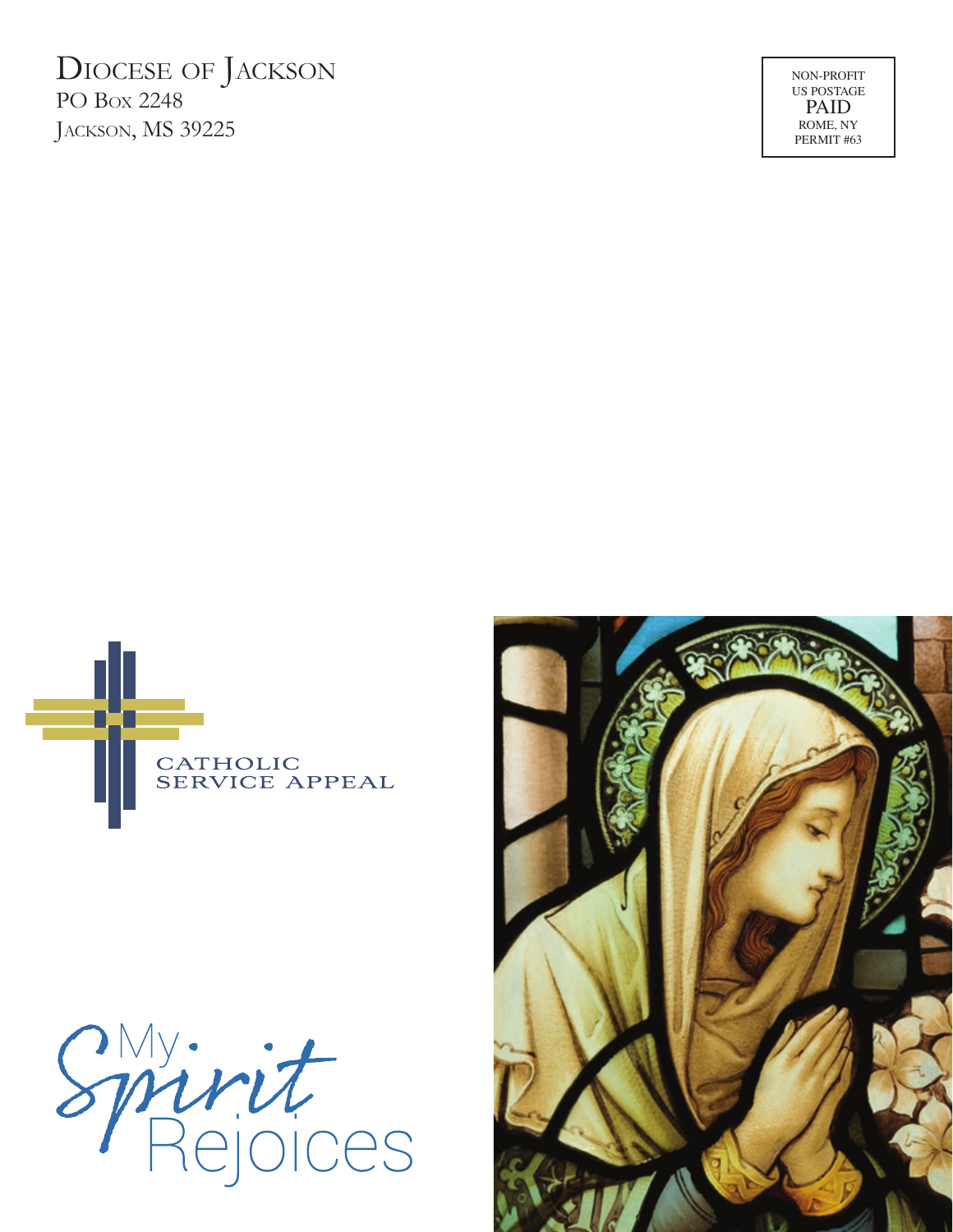DIOCESE OF JACKSON
PO BOX 2248
JACKSON, MS 39225

NON-PROFIT
US POSTAGE
PAID
ROME, NY
PERMIT #63

CATHOLIC
SERVICE APPEAL

My Spirit Rejoices